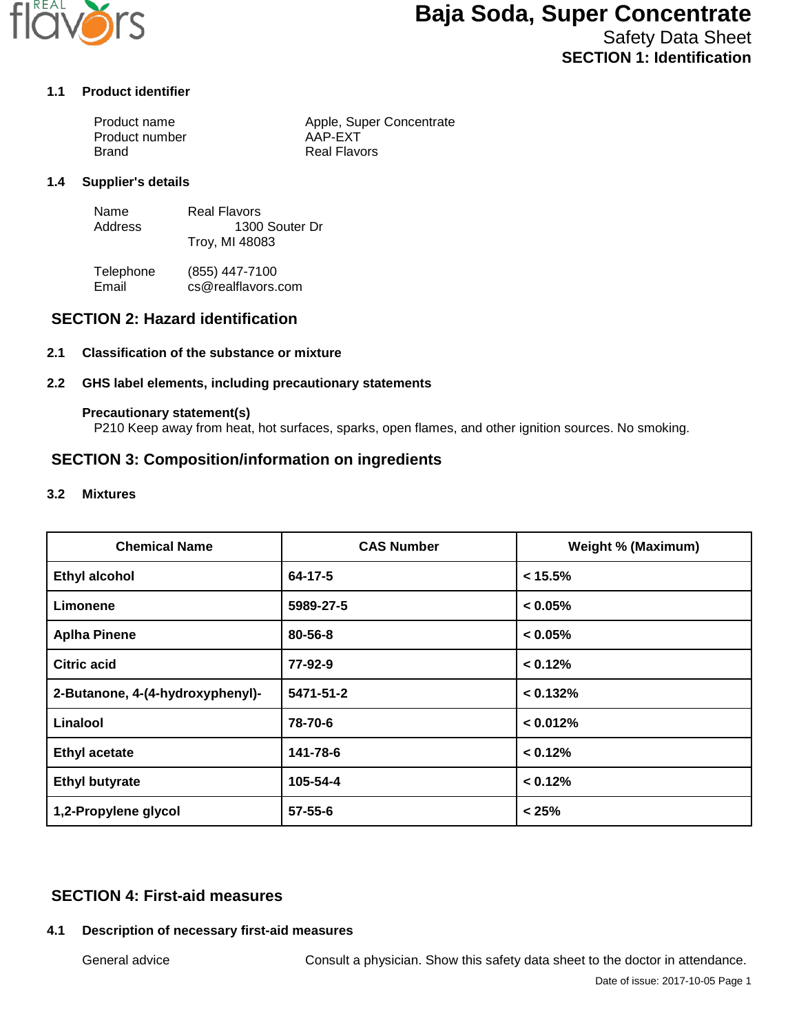# Baja Soda, Super Concentrate

Safety Data Sheet

**SECTION 1: Identification**

### 1.1 Product identifier

Product name: Apple, Super Concentrate
Product number: AAP-EXT
Brand: Real Flavors

### 1.4 Supplier's details

Name: Real Flavors
Address: 1300 Souter Dr
Troy, MI 48083

Telephone: (855) 447-7100
Email: cs@realflavors.com

## SECTION 2: Hazard identification

### 2.1 Classification of the substance or mixture

### 2.2 GHS label elements, including precautionary statements

**Precautionary statement(s)**

P210 Keep away from heat, hot surfaces, sparks, open flames, and other ignition sources. No smoking.

## SECTION 3: Composition/information on ingredients

### 3.2 Mixtures

| Chemical Name | CAS Number | Weight % (Maximum) |
|---|---|---|
| Ethyl alcohol | 64-17-5 | < 15.5% |
| Limonene | 5989-27-5 | < 0.05% |
| Aplha Pinene | 80-56-8 | < 0.05% |
| Citric acid | 77-92-9 | < 0.12% |
| 2-Butanone, 4-(4-hydroxyphenyl)- | 5471-51-2 | < 0.132% |
| Linalool | 78-70-6 | < 0.012% |
| Ethyl acetate | 141-78-6 | < 0.12% |
| Ethyl butyrate | 105-54-4 | < 0.12% |
| 1,2-Propylene glycol | 57-55-6 | < 25% |

## SECTION 4: First-aid measures

### 4.1 Description of necessary first-aid measures

General advice: Consult a physician. Show this safety data sheet to the doctor in attendance.

Date of issue: 2017-10-05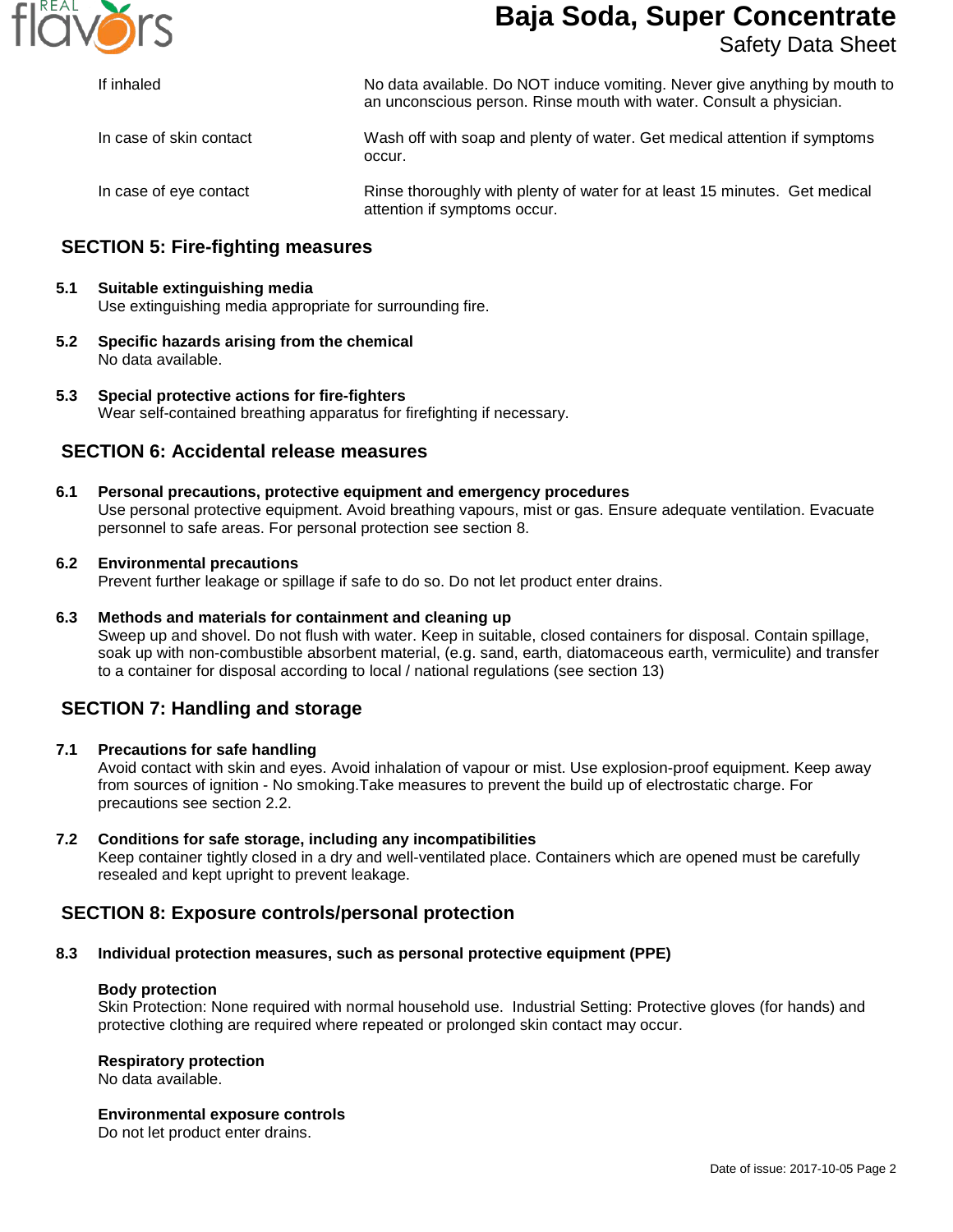| | |
|---|---|
| If inhaled | No data available. Do NOT induce vomiting. Never give anything by mouth to an unconscious person. Rinse mouth with water. Consult a physician. |
| In case of skin contact | Wash off with soap and plenty of water. Get medical attention if symptoms occur. |
| In case of eye contact | Rinse thoroughly with plenty of water for at least 15 minutes. Get medical attention if symptoms occur. |

## SECTION 5: Fire-fighting measures

**5.1 Suitable extinguishing media**
Use extinguishing media appropriate for surrounding fire.

**5.2 Specific hazards arising from the chemical**
No data available.

**5.3 Special protective actions for fire-fighters**
Wear self-contained breathing apparatus for firefighting if necessary.

## SECTION 6: Accidental release measures

**6.1 Personal precautions, protective equipment and emergency procedures**
Use personal protective equipment. Avoid breathing vapours, mist or gas. Ensure adequate ventilation. Evacuate personnel to safe areas. For personal protection see section 8.

**6.2 Environmental precautions**
Prevent further leakage or spillage if safe to do so. Do not let product enter drains.

**6.3 Methods and materials for containment and cleaning up**
Sweep up and shovel. Do not flush with water. Keep in suitable, closed containers for disposal. Contain spillage, soak up with non-combustible absorbent material, (e.g. sand, earth, diatomaceous earth, vermiculite) and transfer to a container for disposal according to local / national regulations (see section 13)

## SECTION 7: Handling and storage

**7.1 Precautions for safe handling**
Avoid contact with skin and eyes. Avoid inhalation of vapour or mist. Use explosion-proof equipment. Keep away from sources of ignition - No smoking.Take measures to prevent the build up of electrostatic charge. For precautions see section 2.2.

**7.2 Conditions for safe storage, including any incompatibilities**
Keep container tightly closed in a dry and well-ventilated place. Containers which are opened must be carefully resealed and kept upright to prevent leakage.

## SECTION 8: Exposure controls/personal protection

**8.3 Individual protection measures, such as personal protective equipment (PPE)**

**Body protection**
Skin Protection: None required with normal household use. Industrial Setting: Protective gloves (for hands) and protective clothing are required where repeated or prolonged skin contact may occur.

**Respiratory protection**
No data available.

**Environmental exposure controls**
Do not let product enter drains.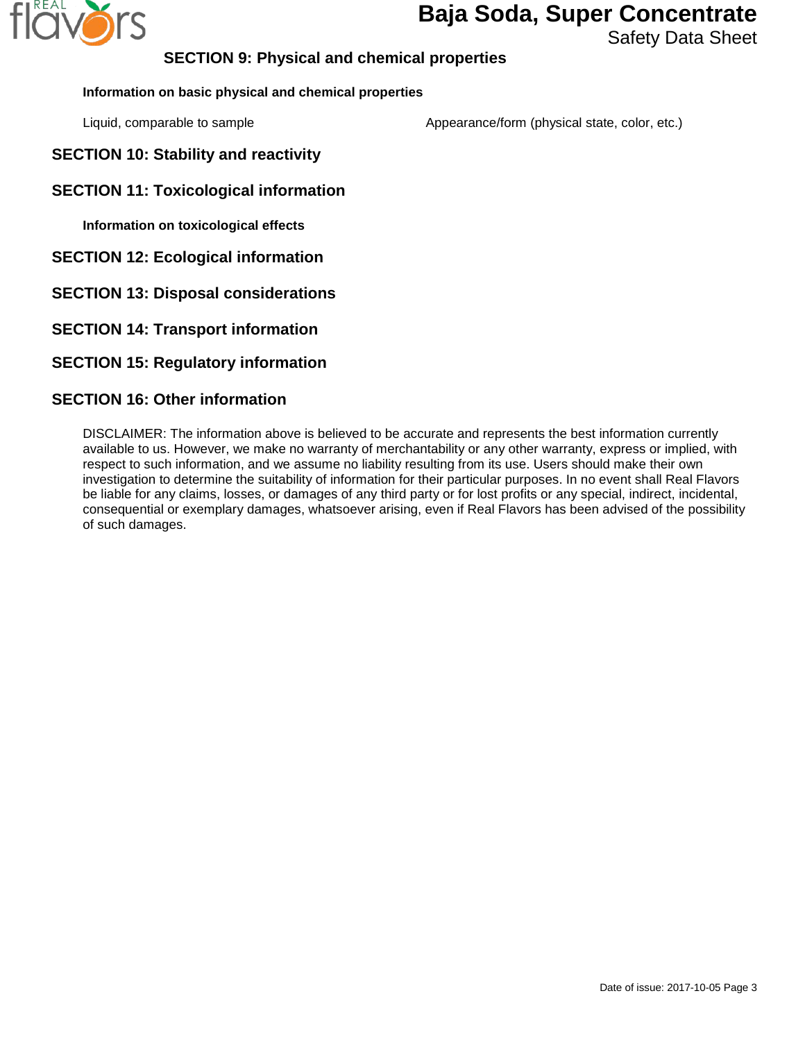## SECTION 9: Physical and chemical properties

**Information on basic physical and chemical properties**

| | |
|---|---|
| Liquid, comparable to sample | Appearance/form (physical state, color, etc.) |

## SECTION 10: Stability and reactivity

## SECTION 11: Toxicological information

**Information on toxicological effects**

## SECTION 12: Ecological information

## SECTION 13: Disposal considerations

## SECTION 14: Transport information

## SECTION 15: Regulatory information

## SECTION 16: Other information

DISCLAIMER: The information above is believed to be accurate and represents the best information currently available to us. However, we make no warranty of merchantability or any other warranty, express or implied, with respect to such information, and we assume no liability resulting from its use. Users should make their own investigation to determine the suitability of information for their particular purposes. In no event shall Real Flavors be liable for any claims, losses, or damages of any third party or for lost profits or any special, indirect, incidental, consequential or exemplary damages, whatsoever arising, even if Real Flavors has been advised of the possibility of such damages.